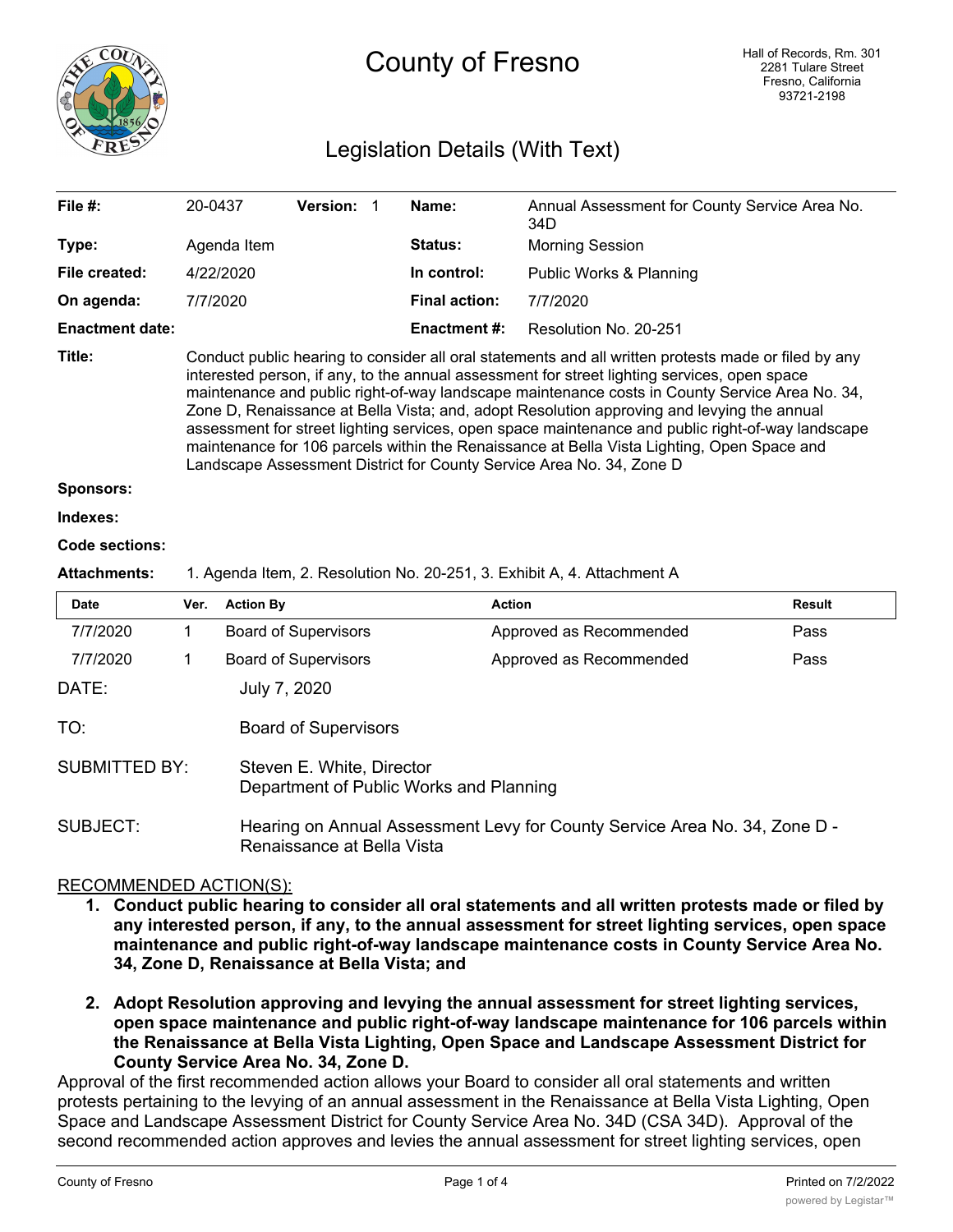# County of Fresno

Hall of Records, Rm. 301
2281 Tulare Street
Fresno, California
93721-2198

## Legislation Details (With Text)

| | | | | | |
|---|---|---|---|---|---|
| **File #:** | 20-0437 | **Version:** 1 | | **Name:** | Annual Assessment for County Service Area No. 34D |
| **Type:** | Agenda Item | | | **Status:** | Morning Session |
| **File created:** | 4/22/2020 | | | **In control:** | Public Works & Planning |
| **On agenda:** | 7/7/2020 | | | **Final action:** | 7/7/2020 |
| **Enactment date:** | | | | **Enactment #:** | Resolution No. 20-251 |

**Title:** Conduct public hearing to consider all oral statements and all written protests made or filed by any interested person, if any, to the annual assessment for street lighting services, open space maintenance and public right-of-way landscape maintenance costs in County Service Area No. 34, Zone D, Renaissance at Bella Vista; and, adopt Resolution approving and levying the annual assessment for street lighting services, open space maintenance and public right-of-way landscape maintenance for 106 parcels within the Renaissance at Bella Vista Lighting, Open Space and Landscape Assessment District for County Service Area No. 34, Zone D

**Sponsors:**

**Indexes:**

**Code sections:**

**Attachments:** 1. Agenda Item, 2. Resolution No. 20-251, 3. Exhibit A, 4. Attachment A

| Date | Ver. | Action By | Action | Result |
|---|---|---|---|---|
| 7/7/2020 | 1 | Board of Supervisors | Approved as Recommended | Pass |
| 7/7/2020 | 1 | Board of Supervisors | Approved as Recommended | Pass |

DATE: July 7, 2020

TO: Board of Supervisors

SUBMITTED BY: Steven E. White, Director
Department of Public Works and Planning

SUBJECT: Hearing on Annual Assessment Levy for County Service Area No. 34, Zone D - Renaissance at Bella Vista

RECOMMENDED ACTION(S):

1. **Conduct public hearing to consider all oral statements and all written protests made or filed by any interested person, if any, to the annual assessment for street lighting services, open space maintenance and public right-of-way landscape maintenance costs in County Service Area No. 34, Zone D, Renaissance at Bella Vista; and**

2. **Adopt Resolution approving and levying the annual assessment for street lighting services, open space maintenance and public right-of-way landscape maintenance for 106 parcels within the Renaissance at Bella Vista Lighting, Open Space and Landscape Assessment District for County Service Area No. 34, Zone D.**

Approval of the first recommended action allows your Board to consider all oral statements and written protests pertaining to the levying of an annual assessment in the Renaissance at Bella Vista Lighting, Open Space and Landscape Assessment District for County Service Area No. 34D (CSA 34D). Approval of the second recommended action approves and levies the annual assessment for street lighting services, open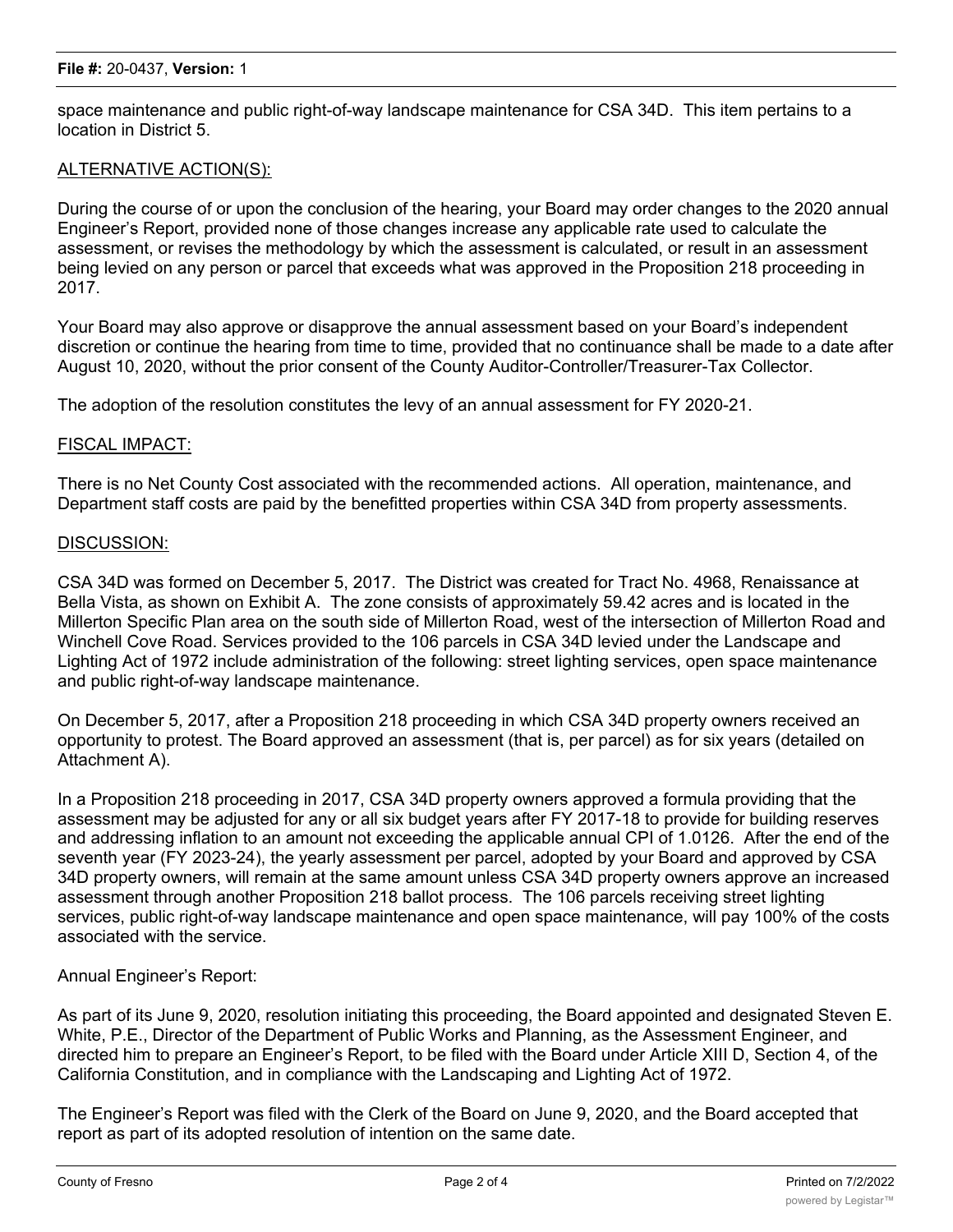space maintenance and public right-of-way landscape maintenance for CSA 34D. This item pertains to a location in District 5.

ALTERNATIVE ACTION(S):

During the course of or upon the conclusion of the hearing, your Board may order changes to the 2020 annual Engineer's Report, provided none of those changes increase any applicable rate used to calculate the assessment, or revises the methodology by which the assessment is calculated, or result in an assessment being levied on any person or parcel that exceeds what was approved in the Proposition 218 proceeding in 2017.

Your Board may also approve or disapprove the annual assessment based on your Board's independent discretion or continue the hearing from time to time, provided that no continuance shall be made to a date after August 10, 2020, without the prior consent of the County Auditor-Controller/Treasurer-Tax Collector.

The adoption of the resolution constitutes the levy of an annual assessment for FY 2020-21.

FISCAL IMPACT:

There is no Net County Cost associated with the recommended actions. All operation, maintenance, and Department staff costs are paid by the benefitted properties within CSA 34D from property assessments.

DISCUSSION:

CSA 34D was formed on December 5, 2017. The District was created for Tract No. 4968, Renaissance at Bella Vista, as shown on Exhibit A. The zone consists of approximately 59.42 acres and is located in the Millerton Specific Plan area on the south side of Millerton Road, west of the intersection of Millerton Road and Winchell Cove Road. Services provided to the 106 parcels in CSA 34D levied under the Landscape and Lighting Act of 1972 include administration of the following: street lighting services, open space maintenance and public right-of-way landscape maintenance.

On December 5, 2017, after a Proposition 218 proceeding in which CSA 34D property owners received an opportunity to protest. The Board approved an assessment (that is, per parcel) as for six years (detailed on Attachment A).

In a Proposition 218 proceeding in 2017, CSA 34D property owners approved a formula providing that the assessment may be adjusted for any or all six budget years after FY 2017-18 to provide for building reserves and addressing inflation to an amount not exceeding the applicable annual CPI of 1.0126. After the end of the seventh year (FY 2023-24), the yearly assessment per parcel, adopted by your Board and approved by CSA 34D property owners, will remain at the same amount unless CSA 34D property owners approve an increased assessment through another Proposition 218 ballot process. The 106 parcels receiving street lighting services, public right-of-way landscape maintenance and open space maintenance, will pay 100% of the costs associated with the service.

Annual Engineer's Report:

As part of its June 9, 2020, resolution initiating this proceeding, the Board appointed and designated Steven E. White, P.E., Director of the Department of Public Works and Planning, as the Assessment Engineer, and directed him to prepare an Engineer's Report, to be filed with the Board under Article XIII D, Section 4, of the California Constitution, and in compliance with the Landscaping and Lighting Act of 1972.

The Engineer's Report was filed with the Clerk of the Board on June 9, 2020, and the Board accepted that report as part of its adopted resolution of intention on the same date.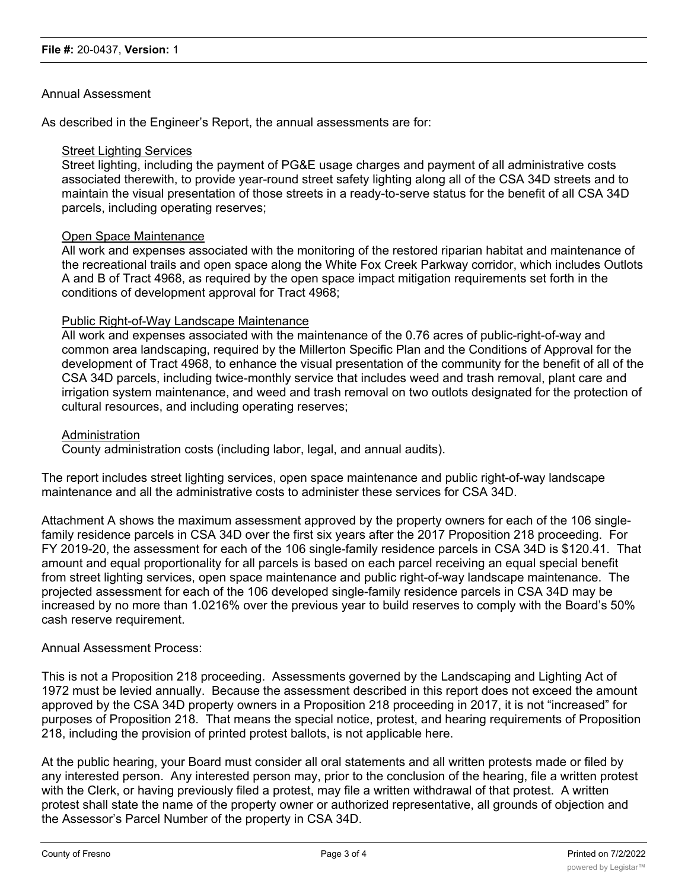Annual Assessment

As described in the Engineer's Report, the annual assessments are for:

Street Lighting Services
Street lighting, including the payment of PG&E usage charges and payment of all administrative costs associated therewith, to provide year-round street safety lighting along all of the CSA 34D streets and to maintain the visual presentation of those streets in a ready-to-serve status for the benefit of all CSA 34D parcels, including operating reserves;

Open Space Maintenance
All work and expenses associated with the monitoring of the restored riparian habitat and maintenance of the recreational trails and open space along the White Fox Creek Parkway corridor, which includes Outlots A and B of Tract 4968, as required by the open space impact mitigation requirements set forth in the conditions of development approval for Tract 4968;

Public Right-of-Way Landscape Maintenance
All work and expenses associated with the maintenance of the 0.76 acres of public-right-of-way and common area landscaping, required by the Millerton Specific Plan and the Conditions of Approval for the development of Tract 4968, to enhance the visual presentation of the community for the benefit of all of the CSA 34D parcels, including twice-monthly service that includes weed and trash removal, plant care and irrigation system maintenance, and weed and trash removal on two outlots designated for the protection of cultural resources, and including operating reserves;

Administration
County administration costs (including labor, legal, and annual audits).

The report includes street lighting services, open space maintenance and public right-of-way landscape maintenance and all the administrative costs to administer these services for CSA 34D.

Attachment A shows the maximum assessment approved by the property owners for each of the 106 single-family residence parcels in CSA 34D over the first six years after the 2017 Proposition 218 proceeding. For FY 2019-20, the assessment for each of the 106 single-family residence parcels in CSA 34D is $120.41. That amount and equal proportionality for all parcels is based on each parcel receiving an equal special benefit from street lighting services, open space maintenance and public right-of-way landscape maintenance. The projected assessment for each of the 106 developed single-family residence parcels in CSA 34D may be increased by no more than 1.0216% over the previous year to build reserves to comply with the Board's 50% cash reserve requirement.

Annual Assessment Process:

This is not a Proposition 218 proceeding. Assessments governed by the Landscaping and Lighting Act of 1972 must be levied annually. Because the assessment described in this report does not exceed the amount approved by the CSA 34D property owners in a Proposition 218 proceeding in 2017, it is not "increased" for purposes of Proposition 218. That means the special notice, protest, and hearing requirements of Proposition 218, including the provision of printed protest ballots, is not applicable here.

At the public hearing, your Board must consider all oral statements and all written protests made or filed by any interested person. Any interested person may, prior to the conclusion of the hearing, file a written protest with the Clerk, or having previously filed a protest, may file a written withdrawal of that protest. A written protest shall state the name of the property owner or authorized representative, all grounds of objection and the Assessor's Parcel Number of the property in CSA 34D.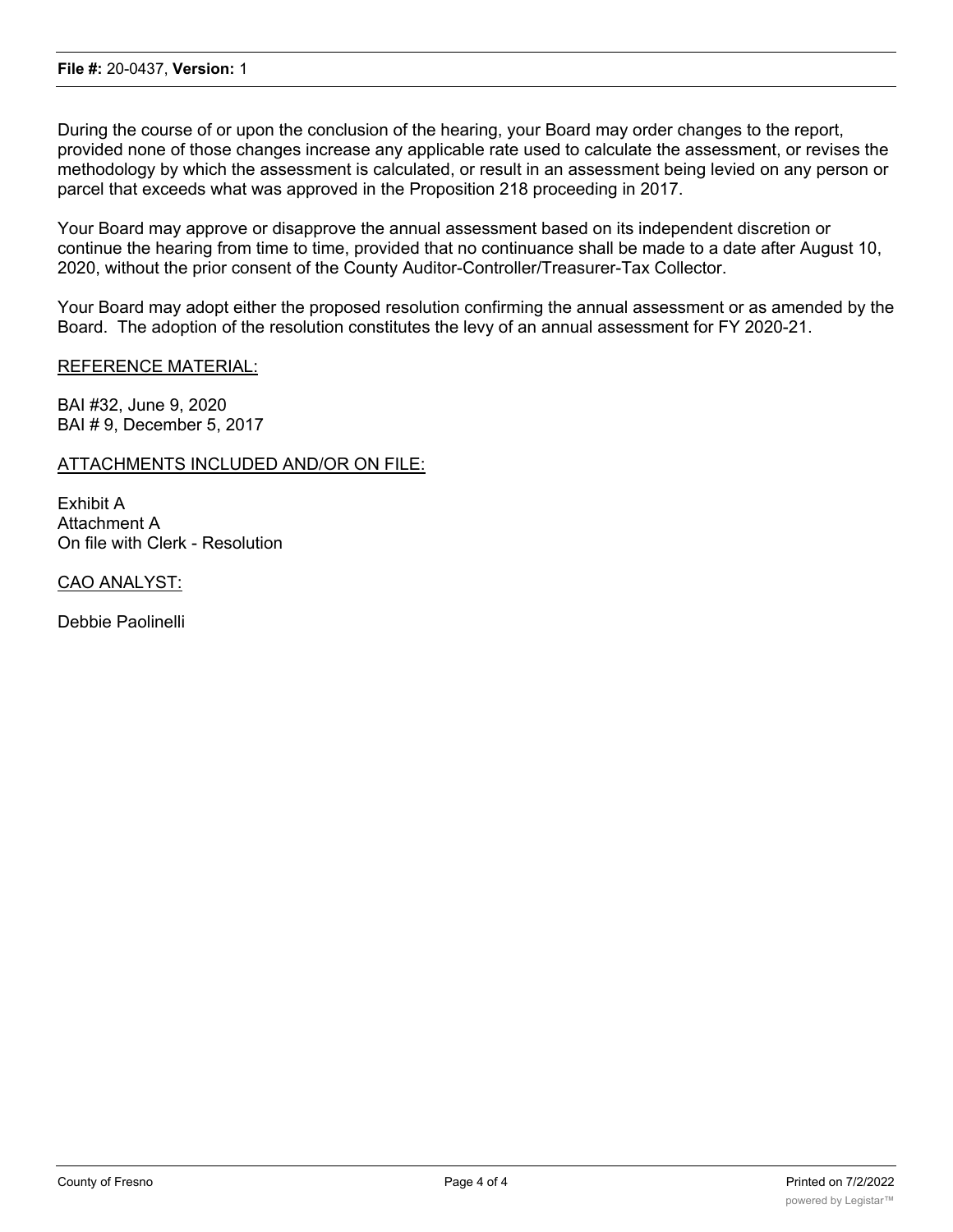During the course of or upon the conclusion of the hearing, your Board may order changes to the report, provided none of those changes increase any applicable rate used to calculate the assessment, or revises the methodology by which the assessment is calculated, or result in an assessment being levied on any person or parcel that exceeds what was approved in the Proposition 218 proceeding in 2017.

Your Board may approve or disapprove the annual assessment based on its independent discretion or continue the hearing from time to time, provided that no continuance shall be made to a date after August 10, 2020, without the prior consent of the County Auditor-Controller/Treasurer-Tax Collector.

Your Board may adopt either the proposed resolution confirming the annual assessment or as amended by the Board. The adoption of the resolution constitutes the levy of an annual assessment for FY 2020-21.

REFERENCE MATERIAL:

BAI #32, June 9, 2020
BAI # 9, December 5, 2017

ATTACHMENTS INCLUDED AND/OR ON FILE:

Exhibit A
Attachment A
On file with Clerk - Resolution

CAO ANALYST:

Debbie Paolinelli